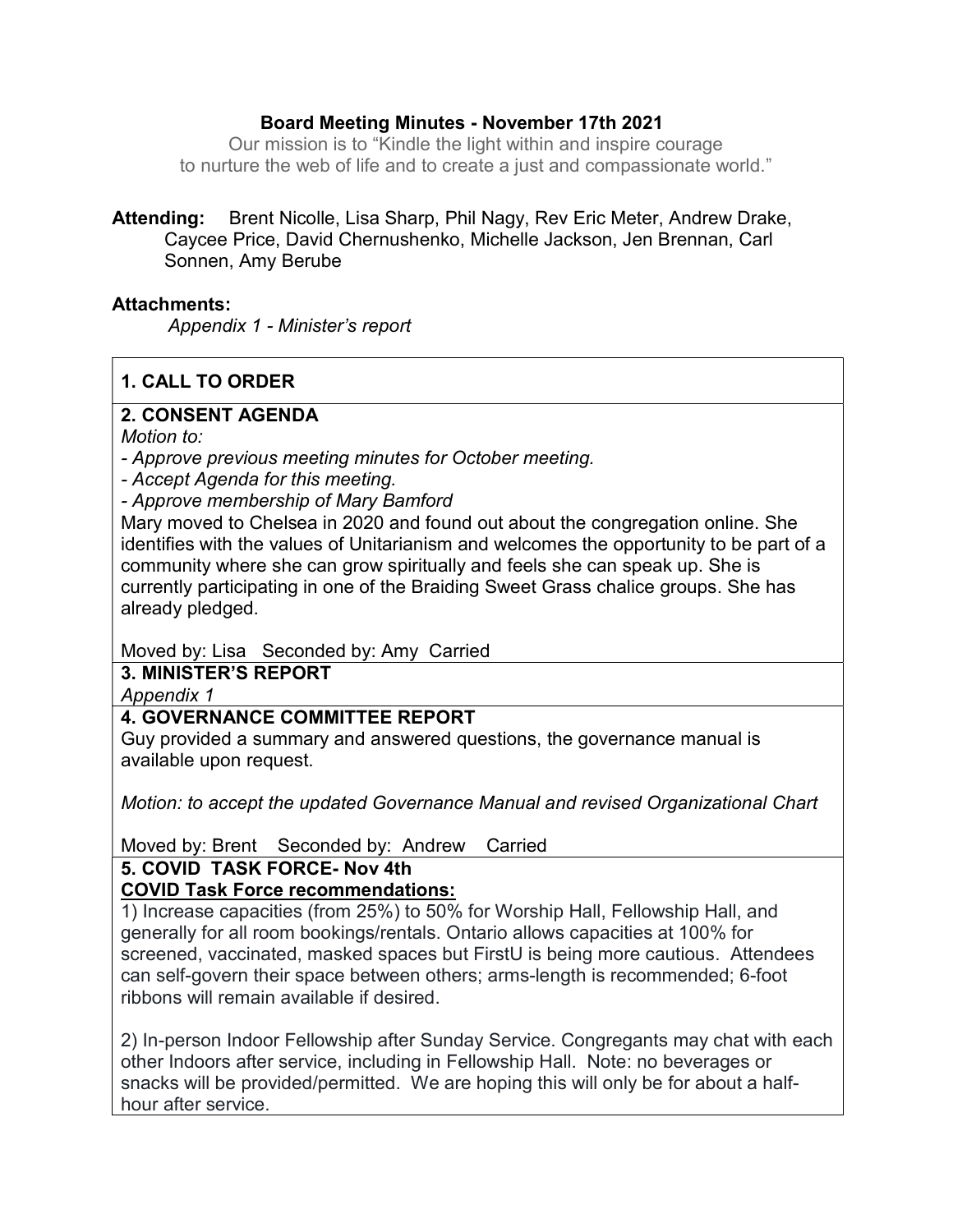# Board Meeting Minutes - November 17th 2021

Our mission is to "Kindle the light within and inspire courage to nurture the web of life and to create a just and compassionate world."

**Attending:** Brent Nicolle, Lisa Sharp, Phil Nagy, Rev Eric Meter, Andrew Drake, Caycee Price, David Chernushenko, Michelle Jackson, Jen Brennan, Carl Sonnen, Amy Berube

**Attachments:**

*Appendix 1 - Minister's report*

## 1. CALL TO ORDER

## 2. CONSENT AGENDA

*Motion to:*

- *Approve previous meeting minutes for October meeting.*
- *Accept Agenda for this meeting.*
- *Approve membership of Mary Bamford*

Mary moved to Chelsea in 2020 and found out about the congregation online. She identifies with the values of Unitarianism and welcomes the opportunity to be part of a community where she can grow spiritually and feels she can speak up. She is currently participating in one of the Braiding Sweet Grass chalice groups. She has already pledged.

Moved by: Lisa Seconded by: Amy Carried

## 3. MINISTER'S REPORT

*Appendix 1*

## 4. GOVERNANCE COMMITTEE REPORT

Guy provided a summary and answered questions, the governance manual is available upon request.

*Motion: to accept the updated Governance Manual and revised Organizational Chart*

Moved by: Brent Seconded by: Andrew Carried

## 5. COVID TASK FORCE- Nov 4th

**COVID Task Force recommendations:**

1) Increase capacities (from 25%) to 50% for Worship Hall, Fellowship Hall, and generally for all room bookings/rentals. Ontario allows capacities at 100% for screened, vaccinated, masked spaces but FirstU is being more cautious. Attendees can self-govern their space between others; arms-length is recommended; 6-foot ribbons will remain available if desired.

2) In-person Indoor Fellowship after Sunday Service. Congregants may chat with each other Indoors after service, including in Fellowship Hall. Note: no beverages or snacks will be provided/permitted. We are hoping this will only be for about a half-hour after service.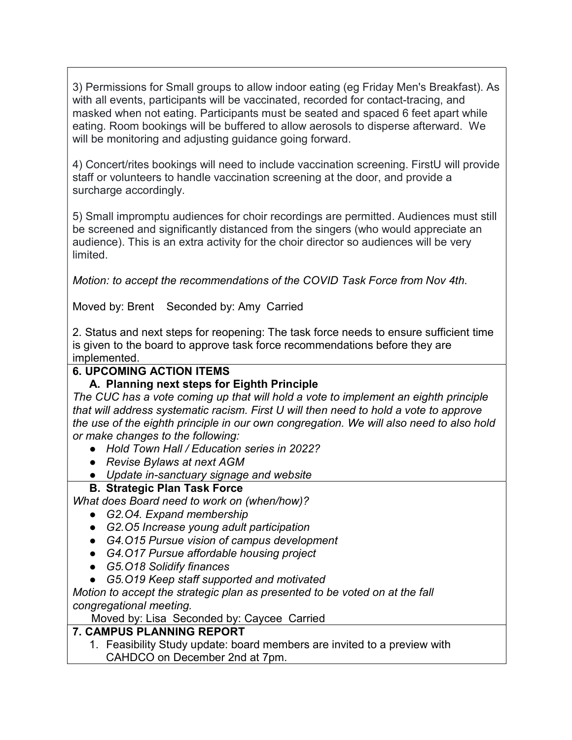3) Permissions for Small groups to allow indoor eating (eg Friday Men's Breakfast). As with all events, participants will be vaccinated, recorded for contact-tracing, and masked when not eating. Participants must be seated and spaced 6 feet apart while eating. Room bookings will be buffered to allow aerosols to disperse afterward. We will be monitoring and adjusting guidance going forward.

4) Concert/rites bookings will need to include vaccination screening. FirstU will provide staff or volunteers to handle vaccination screening at the door, and provide a surcharge accordingly.

5) Small impromptu audiences for choir recordings are permitted. Audiences must still be screened and significantly distanced from the singers (who would appreciate an audience). This is an extra activity for the choir director so audiences will be very limited.

*Motion: to accept the recommendations of the COVID Task Force from Nov 4th.*

Moved by: Brent Seconded by: Amy Carried

2. Status and next steps for reopening: The task force needs to ensure sufficient time is given to the board to approve task force recommendations before they are implemented.

## 6. UPCOMING ACTION ITEMS

### A. Planning next steps for Eighth Principle

*The CUC has a vote coming up that will hold a vote to implement an eighth principle that will address systematic racism. First U will then need to hold a vote to approve the use of the eighth principle in our own congregation. We will also need to also hold or make changes to the following:*

- *Hold Town Hall / Education series in 2022?*
- *Revise Bylaws at next AGM*
- *Update in-sanctuary signage and website*

### B. Strategic Plan Task Force

*What does Board need to work on (when/how)?*

- *G2.O4. Expand membership*
- *G2.O5 Increase young adult participation*
- *G4.O15 Pursue vision of campus development*
- *G4.O17 Pursue affordable housing project*
- *G5.O18 Solidify finances*
- *G5.O19 Keep staff supported and motivated*

*Motion to accept the strategic plan as presented to be voted on at the fall congregational meeting.*

Moved by: Lisa Seconded by: Caycee Carried

## 7. CAMPUS PLANNING REPORT

1. Feasibility Study update: board members are invited to a preview with CAHDCO on December 2nd at 7pm.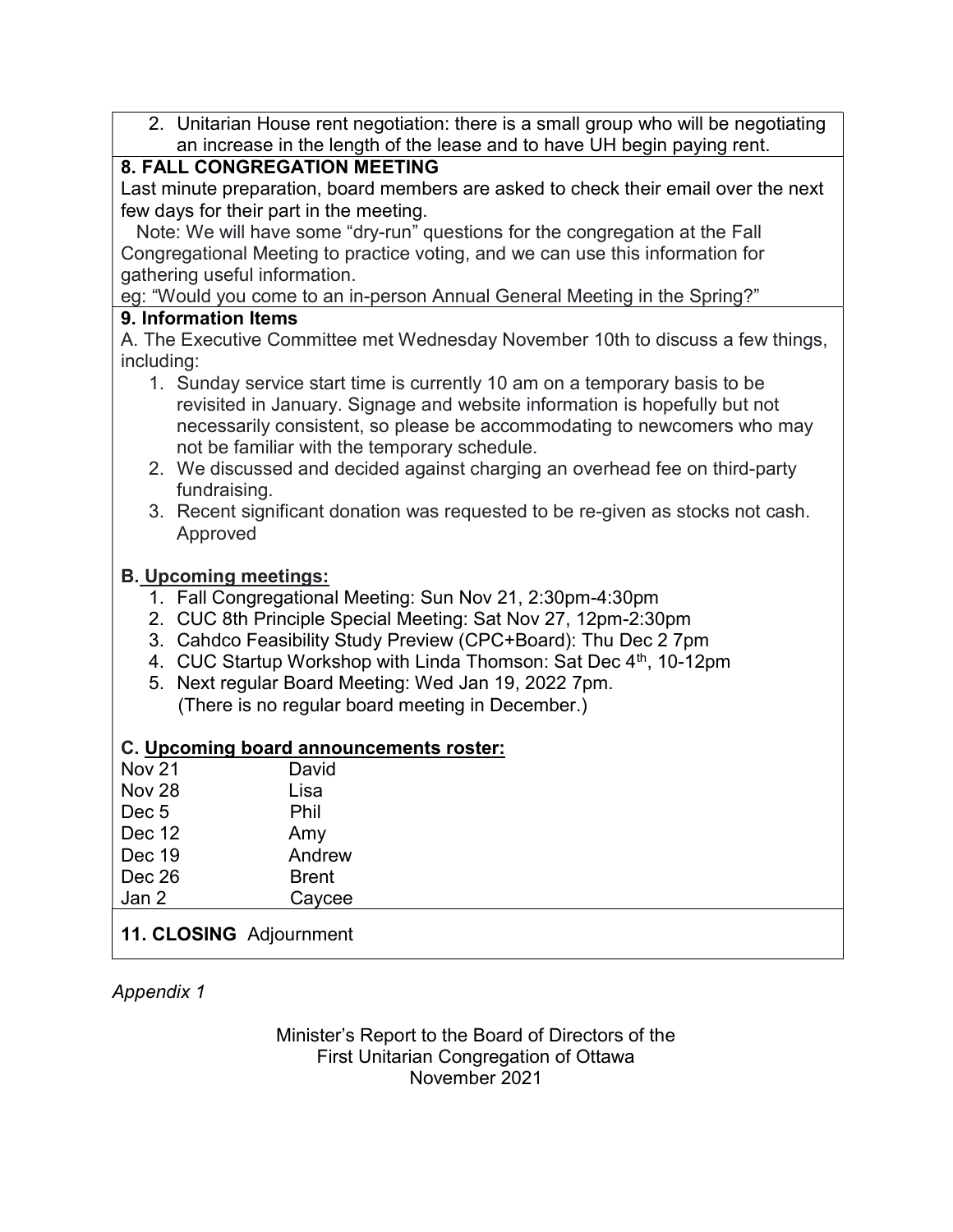2. Unitarian House rent negotiation: there is a small group who will be negotiating an increase in the length of the lease and to have UH begin paying rent.

**8. FALL CONGREGATION MEETING**

Last minute preparation, board members are asked to check their email over the next few days for their part in the meeting.

Note: We will have some "dry-run" questions for the congregation at the Fall Congregational Meeting to practice voting, and we can use this information for gathering useful information.

eg: "Would you come to an in-person Annual General Meeting in the Spring?"

**9. Information Items**

A. The Executive Committee met Wednesday November 10th to discuss a few things, including:

1. Sunday service start time is currently 10 am on a temporary basis to be revisited in January. Signage and website information is hopefully but not necessarily consistent, so please be accommodating to newcomers who may not be familiar with the temporary schedule.
2. We discussed and decided against charging an overhead fee on third-party fundraising.
3. Recent significant donation was requested to be re-given as stocks not cash. Approved

**B. Upcoming meetings:**

1. Fall Congregational Meeting: Sun Nov 21, 2:30pm-4:30pm
2. CUC 8th Principle Special Meeting: Sat Nov 27, 12pm-2:30pm
3. Cahdco Feasibility Study Preview (CPC+Board): Thu Dec 2 7pm
4. CUC Startup Workshop with Linda Thomson: Sat Dec 4th, 10-12pm
5. Next regular Board Meeting: Wed Jan 19, 2022 7pm.
   (There is no regular board meeting in December.)

**C. Upcoming board announcements roster:**

| | |
|---|---|
| Nov 21 | David |
| Nov 28 | Lisa |
| Dec 5 | Phil |
| Dec 12 | Amy |
| Dec 19 | Andrew |
| Dec 26 | Brent |
| Jan 2 | Caycee |

**11. CLOSING** Adjournment

*Appendix 1*

Minister's Report to the Board of Directors of the
First Unitarian Congregation of Ottawa
November 2021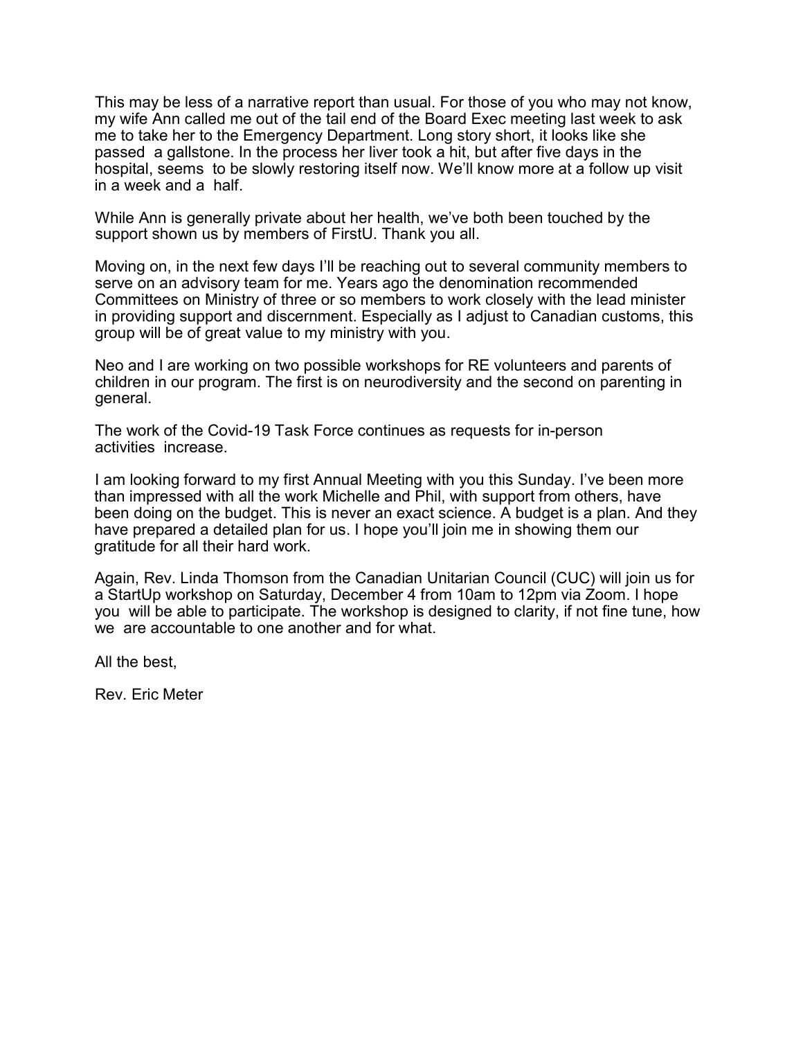This may be less of a narrative report than usual. For those of you who may not know, my wife Ann called me out of the tail end of the Board Exec meeting last week to ask me to take her to the Emergency Department. Long story short, it looks like she passed a gallstone. In the process her liver took a hit, but after five days in the hospital, seems to be slowly restoring itself now. We'll know more at a follow up visit in a week and a half.

While Ann is generally private about her health, we've both been touched by the support shown us by members of FirstU. Thank you all.

Moving on, in the next few days I'll be reaching out to several community members to serve on an advisory team for me. Years ago the denomination recommended Committees on Ministry of three or so members to work closely with the lead minister in providing support and discernment. Especially as I adjust to Canadian customs, this group will be of great value to my ministry with you.

Neo and I are working on two possible workshops for RE volunteers and parents of children in our program. The first is on neurodiversity and the second on parenting in general.

The work of the Covid-19 Task Force continues as requests for in-person activities increase.

I am looking forward to my first Annual Meeting with you this Sunday. I've been more than impressed with all the work Michelle and Phil, with support from others, have been doing on the budget. This is never an exact science. A budget is a plan. And they have prepared a detailed plan for us. I hope you'll join me in showing them our gratitude for all their hard work.

Again, Rev. Linda Thomson from the Canadian Unitarian Council (CUC) will join us for a StartUp workshop on Saturday, December 4 from 10am to 12pm via Zoom. I hope you will be able to participate. The workshop is designed to clarity, if not fine tune, how we are accountable to one another and for what.

All the best,

Rev. Eric Meter